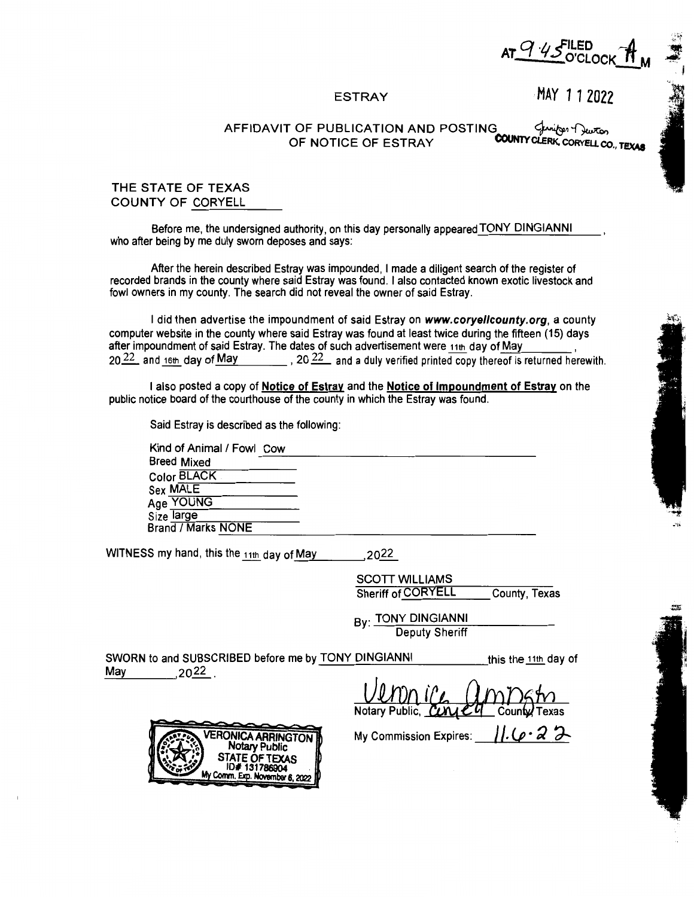FILED AT 9:45 O'CLOCK A M

MAY 11 2022

Jennifer Newton
COUNTY CLERK, CORYELL CO., TEXAS

# ESTRAY

## AFFIDAVIT OF PUBLICATION AND POSTING OF NOTICE OF ESTRAY

THE STATE OF TEXAS
COUNTY OF CORYELL

Before me, the undersigned authority, on this day personally appeared TONY DINGIANNI, who after being by me duly sworn deposes and says:

After the herein described Estray was impounded, I made a diligent search of the register of recorded brands in the county where said Estray was found. I also contacted known exotic livestock and fowl owners in my county. The search did not reveal the owner of said Estray.

I did then advertise the impoundment of said Estray on ***www.coryellcounty.org***, a county computer website in the county where said Estray was found at least twice during the fifteen (15) days after impoundment of said Estray. The dates of such advertisement were 11th day of May, 2022 and 16th day of May, 2022 and a duly verified printed copy thereof is returned herewith.

I also posted a copy of **Notice of Estray** and the **Notice of Impoundment of Estray** on the public notice board of the courthouse of the county in which the Estray was found.

Said Estray is described as the following:

Kind of Animal / Fowl Cow
Breed Mixed
Color BLACK
Sex MALE
Age YOUNG
Size large
Brand / Marks NONE

WITNESS my hand, this the 11th day of May, 2022

SCOTT WILLIAMS
Sheriff of CORYELL County, Texas

By: TONY DINGIANNI
Deputy Sheriff

SWORN to and SUBSCRIBED before me by TONY DINGIANNI this the 11th day of May, 2022.

Veronica Arrington
Notary Public, Coryell County Texas

My Commission Expires: 11.6.22

VERONICA ARRINGTON
Notary Public
STATE OF TEXAS
ID# 131786904
My Comm. Exp. November 6, 2022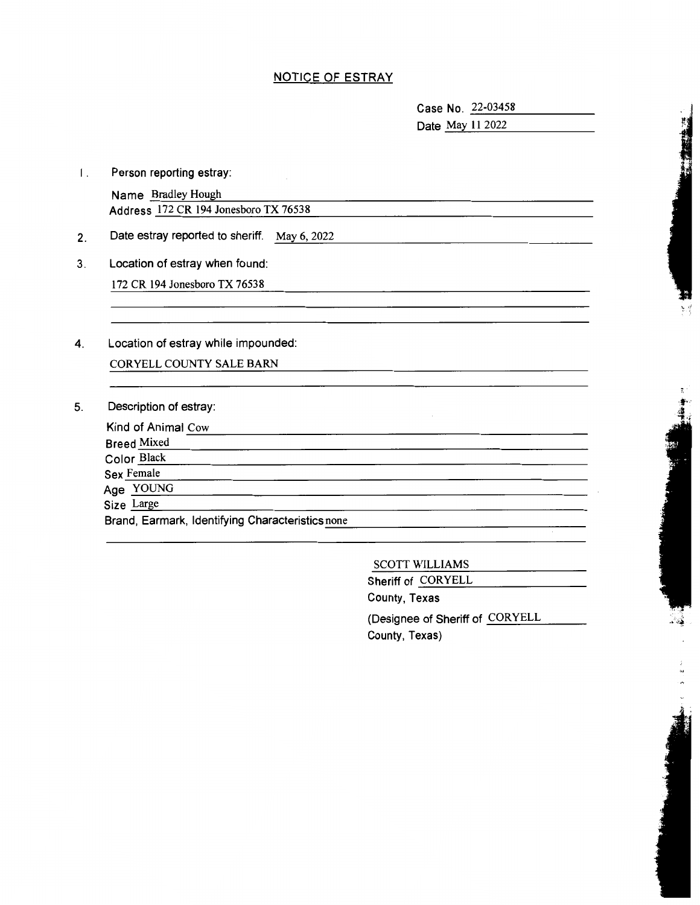## NOTICE OF ESTRAY

Case No. 22-03458

Date May 11 2022

1. Person reporting estray:

   Name Bradley Hough

   Address 172 CR 194 Jonesboro TX 76538

2. Date estray reported to sheriff. May 6, 2022

3. Location of estray when found:

   172 CR 194 Jonesboro TX 76538

4. Location of estray while impounded:

   CORYELL COUNTY SALE BARN

5. Description of estray:

   Kind of Animal Cow

   Breed Mixed

   Color Black

   Sex Female

   Age YOUNG

   Size Large

   Brand, Earmark, Identifying Characteristics none

SCOTT WILLIAMS

Sheriff of CORYELL

County, Texas

(Designee of Sheriff of CORYELL

County, Texas)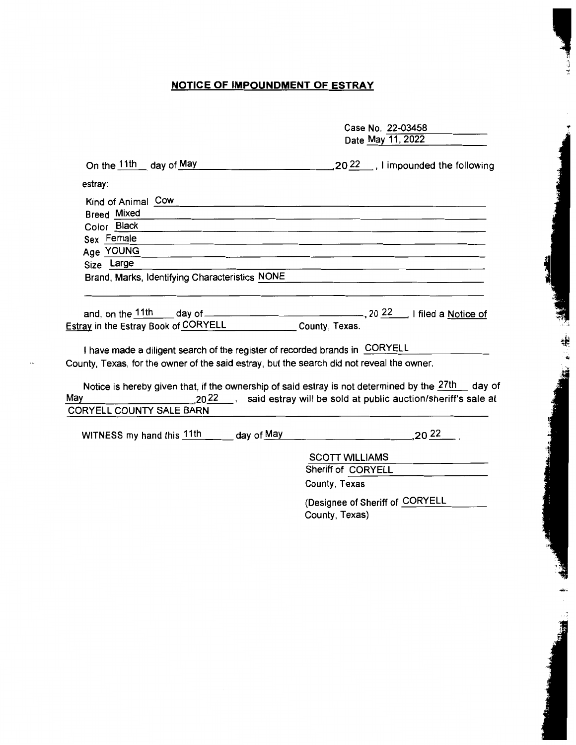# NOTICE OF IMPOUNDMENT OF ESTRAY

Case No. 22-03458
Date May 11, 2022

On the 11th day of May, 2022, I impounded the following estray:

Kind of Animal Cow
Breed Mixed
Color Black
Sex Female
Age YOUNG
Size Large
Brand, Marks, Identifying Characteristics NONE

and, on the 11th day of \_\_\_\_\_\_\_\_, 20 22, I filed a Notice of Estray in the Estray Book of CORYELL County, Texas.

I have made a diligent search of the register of recorded brands in CORYELL County, Texas, for the owner of the said estray, but the search did not reveal the owner.

Notice is hereby given that, if the ownership of said estray is not determined by the 27th day of May, 2022, said estray will be sold at public auction/sheriff's sale at CORYELL COUNTY SALE BARN

WITNESS my hand this 11th day of May, 2022.

SCOTT WILLIAMS
Sheriff of CORYELL
County, Texas

(Designee of Sheriff of CORYELL
County, Texas)